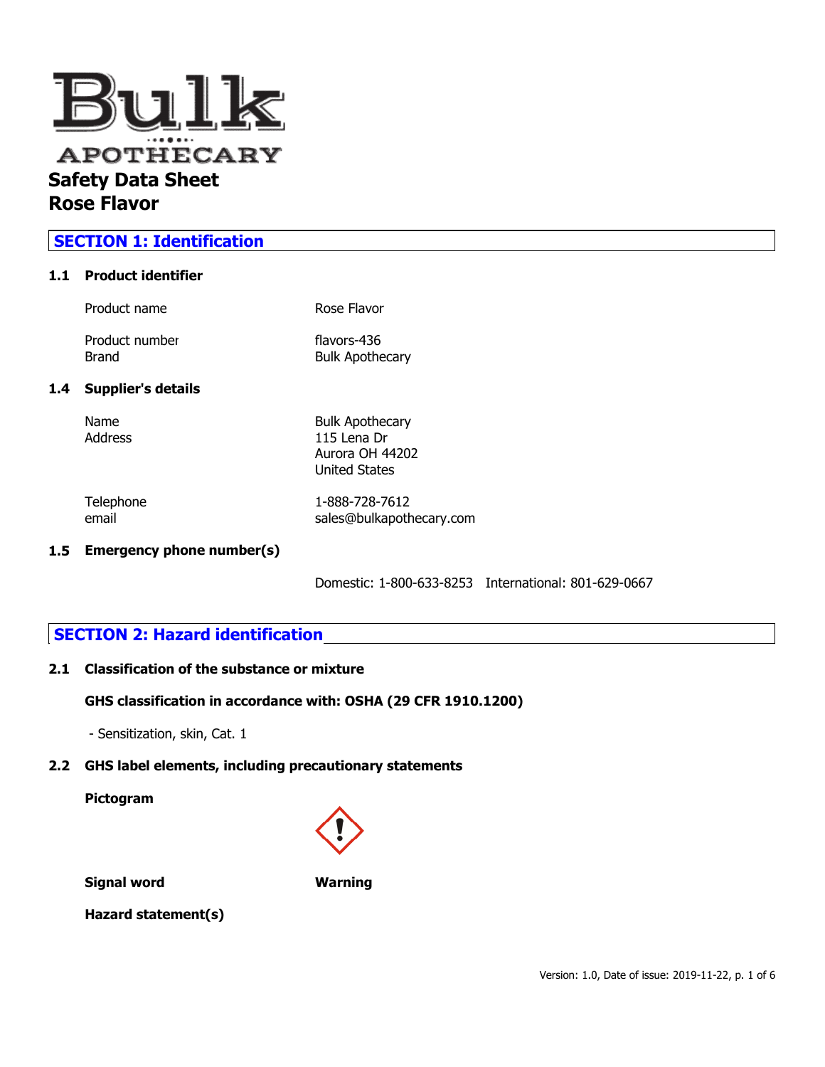Bulk APOTHECARY

# Safety Data Sheet
# Rose Flavor

## SECTION 1: Identification

### 1.1 Product identifier

| | |
|---|---|
| Product name | Rose Flavor |
| Product number | flavors-436 |
| Brand | Bulk Apothecary |

### 1.4 Supplier's details

| | |
|---|---|
| Name | Bulk Apothecary |
| Address | 115 Lena Dr<br>Aurora OH 44202<br>United States |
| Telephone | 1-888-728-7612 |
| email | sales@bulkapothecary.com |

### 1.5 Emergency phone number(s)

Domestic: 1-800-633-8253 International: 801-629-0667

## SECTION 2: Hazard identification

### 2.1 Classification of the substance or mixture

**GHS classification in accordance with: OSHA (29 CFR 1910.1200)**

- Sensitization, skin, Cat. 1

### 2.2 GHS label elements, including precautionary statements

**Pictogram**

**Signal word** **Warning**

**Hazard statement(s)**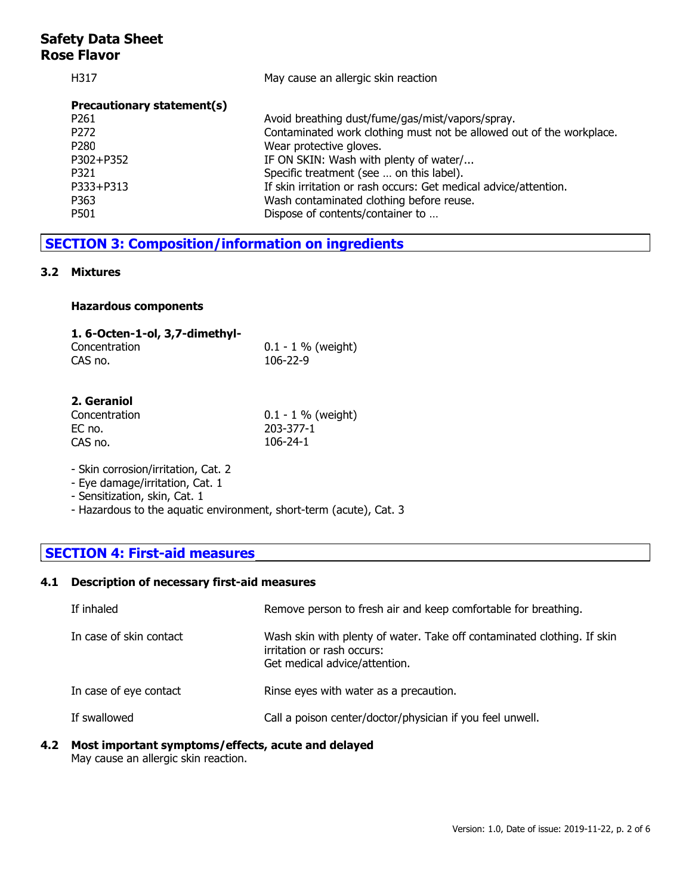| | |
|---|---|
| H317 | May cause an allergic skin reaction |

**Precautionary statement(s)**

| | |
|---|---|
| P261 | Avoid breathing dust/fume/gas/mist/vapors/spray. |
| P272 | Contaminated work clothing must not be allowed out of the workplace. |
| P280 | Wear protective gloves. |
| P302+P352 | IF ON SKIN: Wash with plenty of water/... |
| P321 | Specific treatment (see … on this label). |
| P333+P313 | If skin irritation or rash occurs: Get medical advice/attention. |
| P363 | Wash contaminated clothing before reuse. |
| P501 | Dispose of contents/container to … |

## SECTION 3: Composition/information on ingredients

### 3.2 Mixtures

**Hazardous components**

**1. 6-Octen-1-ol, 3,7-dimethyl-**

| | |
|---|---|
| Concentration | 0.1 - 1 % (weight) |
| CAS no. | 106-22-9 |

**2. Geraniol**

| | |
|---|---|
| Concentration | 0.1 - 1 % (weight) |
| EC no. | 203-377-1 |
| CAS no. | 106-24-1 |

- Skin corrosion/irritation, Cat. 2
- Eye damage/irritation, Cat. 1
- Sensitization, skin, Cat. 1
- Hazardous to the aquatic environment, short-term (acute), Cat. 3

## SECTION 4: First-aid measures

### 4.1 Description of necessary first-aid measures

| | |
|---|---|
| If inhaled | Remove person to fresh air and keep comfortable for breathing. |
| In case of skin contact | Wash skin with plenty of water. Take off contaminated clothing. If skin irritation or rash occurs: Get medical advice/attention. |
| In case of eye contact | Rinse eyes with water as a precaution. |
| If swallowed | Call a poison center/doctor/physician if you feel unwell. |

### 4.2 Most important symptoms/effects, acute and delayed

May cause an allergic skin reaction.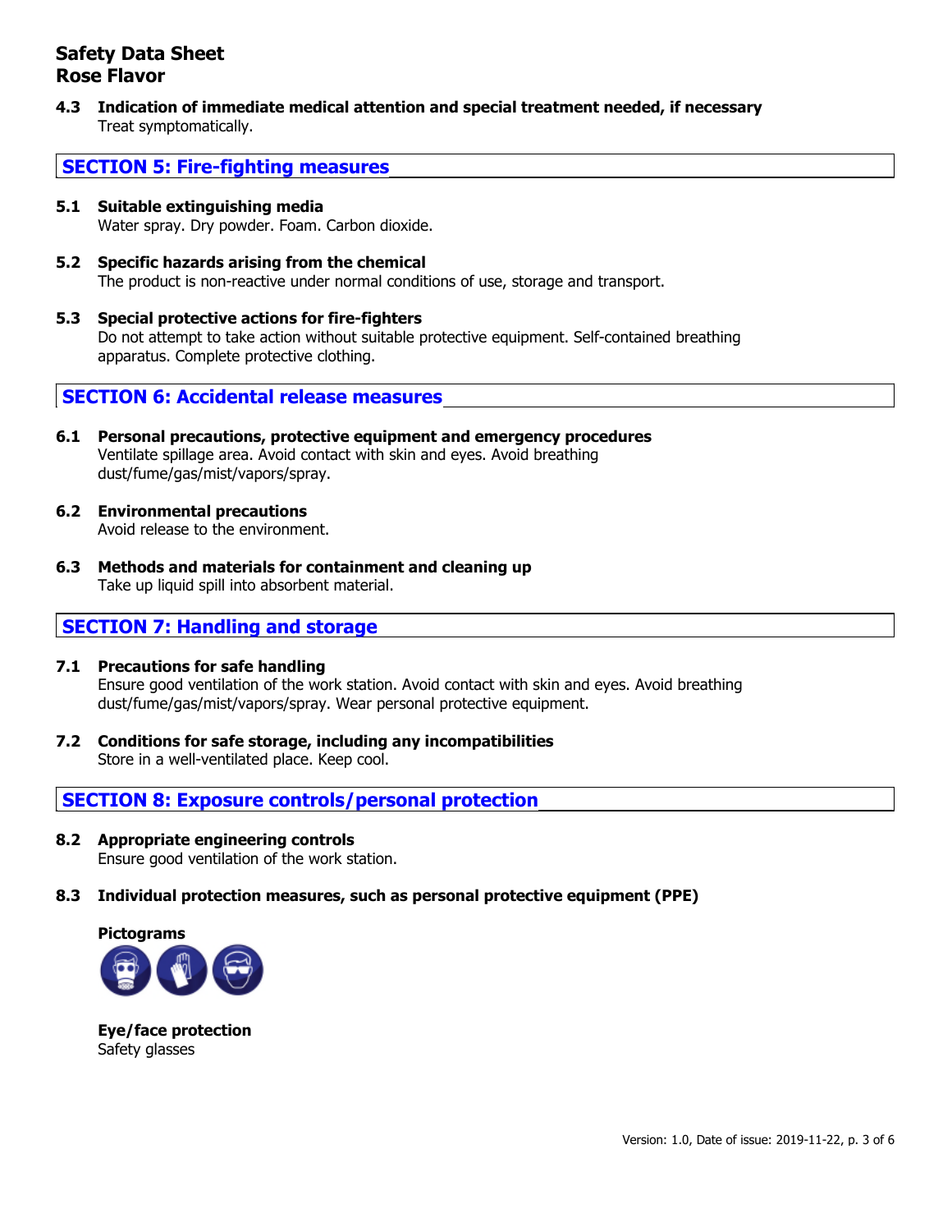#### 4.3 Indication of immediate medical attention and special treatment needed, if necessary

Treat symptomatically.

## SECTION 5: Fire-fighting measures

#### 5.1 Suitable extinguishing media

Water spray. Dry powder. Foam. Carbon dioxide.

#### 5.2 Specific hazards arising from the chemical

The product is non-reactive under normal conditions of use, storage and transport.

#### 5.3 Special protective actions for fire-fighters

Do not attempt to take action without suitable protective equipment. Self-contained breathing apparatus. Complete protective clothing.

## SECTION 6: Accidental release measures

#### 6.1 Personal precautions, protective equipment and emergency procedures

Ventilate spillage area. Avoid contact with skin and eyes. Avoid breathing dust/fume/gas/mist/vapors/spray.

#### 6.2 Environmental precautions

Avoid release to the environment.

#### 6.3 Methods and materials for containment and cleaning up

Take up liquid spill into absorbent material.

## SECTION 7: Handling and storage

#### 7.1 Precautions for safe handling

Ensure good ventilation of the work station. Avoid contact with skin and eyes. Avoid breathing dust/fume/gas/mist/vapors/spray. Wear personal protective equipment.

#### 7.2 Conditions for safe storage, including any incompatibilities

Store in a well-ventilated place. Keep cool.

## SECTION 8: Exposure controls/personal protection

#### 8.2 Appropriate engineering controls

Ensure good ventilation of the work station.

#### 8.3 Individual protection measures, such as personal protective equipment (PPE)

**Pictograms**

**Eye/face protection**

Safety glasses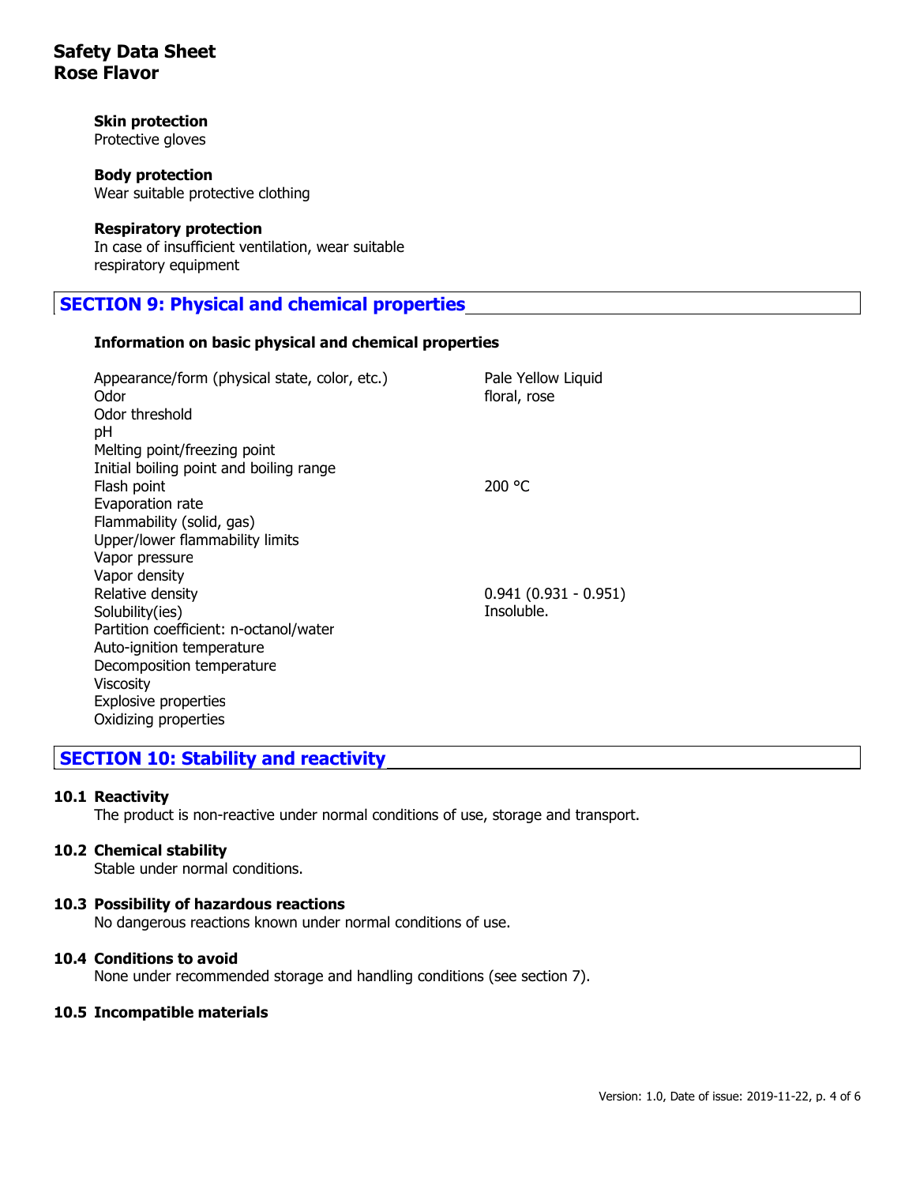**Skin protection**
Protective gloves

**Body protection**
Wear suitable protective clothing

**Respiratory protection**
In case of insufficient ventilation, wear suitable respiratory equipment

## SECTION 9: Physical and chemical properties

### Information on basic physical and chemical properties

| Property | Value |
|---|---|
| Appearance/form (physical state, color, etc.) | Pale Yellow Liquid |
| Odor | floral, rose |
| Odor threshold | |
| pH | |
| Melting point/freezing point | |
| Initial boiling point and boiling range | |
| Flash point | 200 °C |
| Evaporation rate | |
| Flammability (solid, gas) | |
| Upper/lower flammability limits | |
| Vapor pressure | |
| Vapor density | |
| Relative density | 0.941 (0.931 - 0.951) |
| Solubility(ies) | Insoluble. |
| Partition coefficient: n-octanol/water | |
| Auto-ignition temperature | |
| Decomposition temperature | |
| Viscosity | |
| Explosive properties | |
| Oxidizing properties | |

## SECTION 10: Stability and reactivity

### 10.1 Reactivity
The product is non-reactive under normal conditions of use, storage and transport.

### 10.2 Chemical stability
Stable under normal conditions.

### 10.3 Possibility of hazardous reactions
No dangerous reactions known under normal conditions of use.

### 10.4 Conditions to avoid
None under recommended storage and handling conditions (see section 7).

### 10.5 Incompatible materials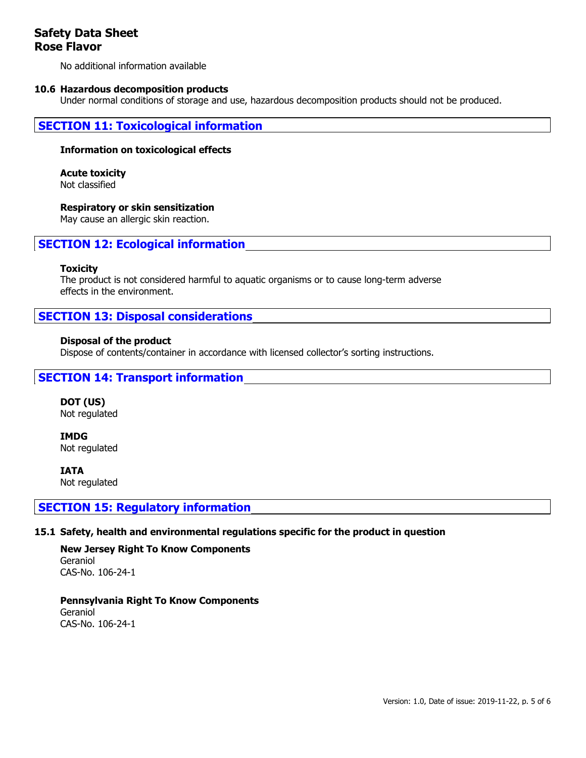No additional information available

### 10.6 Hazardous decomposition products

Under normal conditions of storage and use, hazardous decomposition products should not be produced.

## SECTION 11: Toxicological information

**Information on toxicological effects**

**Acute toxicity**
Not classified

**Respiratory or skin sensitization**
May cause an allergic skin reaction.

## SECTION 12: Ecological information

**Toxicity**
The product is not considered harmful to aquatic organisms or to cause long-term adverse effects in the environment.

## SECTION 13: Disposal considerations

**Disposal of the product**
Dispose of contents/container in accordance with licensed collector's sorting instructions.

## SECTION 14: Transport information

**DOT (US)**
Not regulated

**IMDG**
Not regulated

**IATA**
Not regulated

## SECTION 15: Regulatory information

### 15.1 Safety, health and environmental regulations specific for the product in question

**New Jersey Right To Know Components**
Geraniol
CAS-No. 106-24-1

**Pennsylvania Right To Know Components**
Geraniol
CAS-No. 106-24-1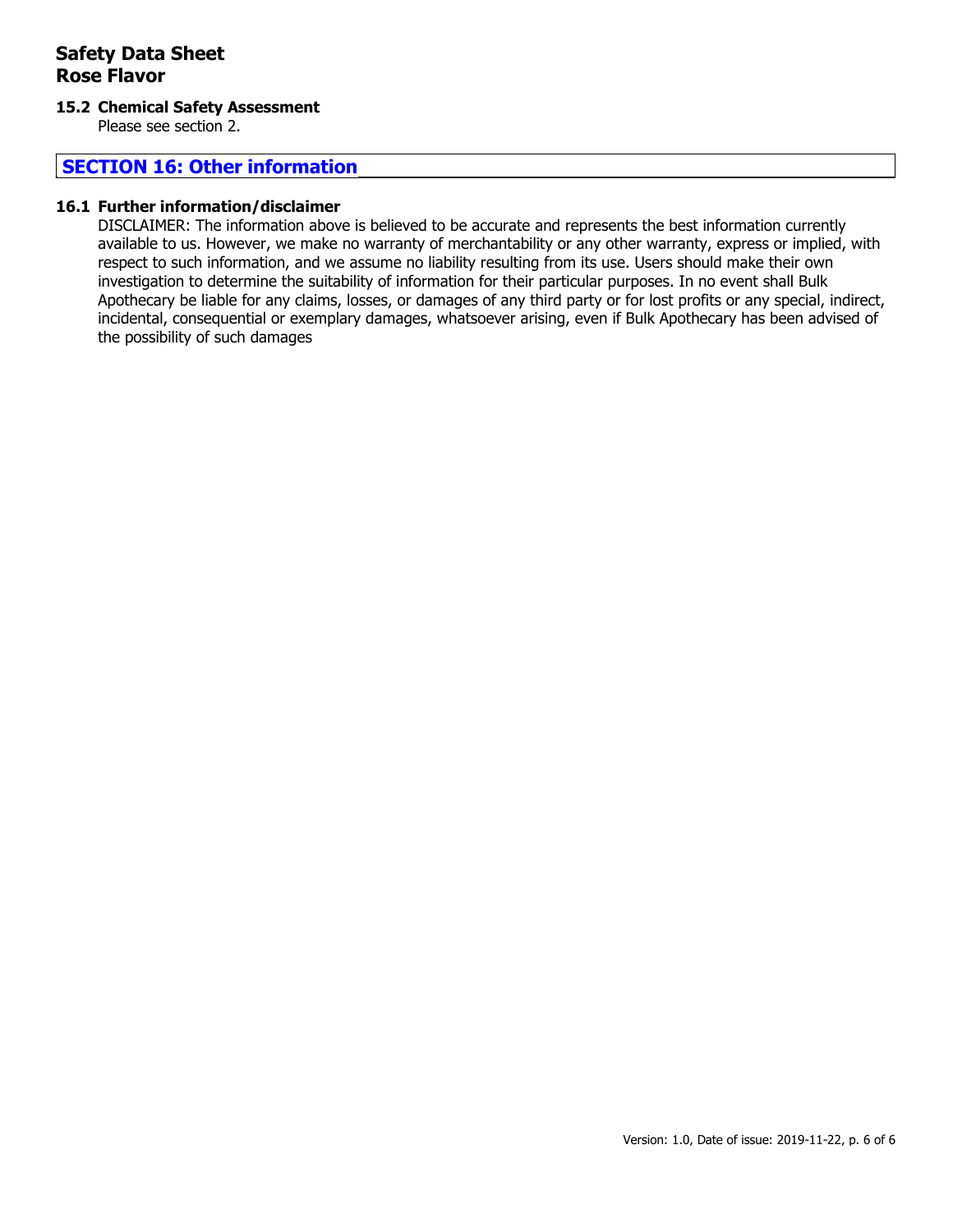### 15.2 Chemical Safety Assessment

Please see section 2.

## SECTION 16: Other information

### 16.1 Further information/disclaimer

DISCLAIMER: The information above is believed to be accurate and represents the best information currently available to us. However, we make no warranty of merchantability or any other warranty, express or implied, with respect to such information, and we assume no liability resulting from its use. Users should make their own investigation to determine the suitability of information for their particular purposes. In no event shall Bulk Apothecary be liable for any claims, losses, or damages of any third party or for lost profits or any special, indirect, incidental, consequential or exemplary damages, whatsoever arising, even if Bulk Apothecary has been advised of the possibility of such damages